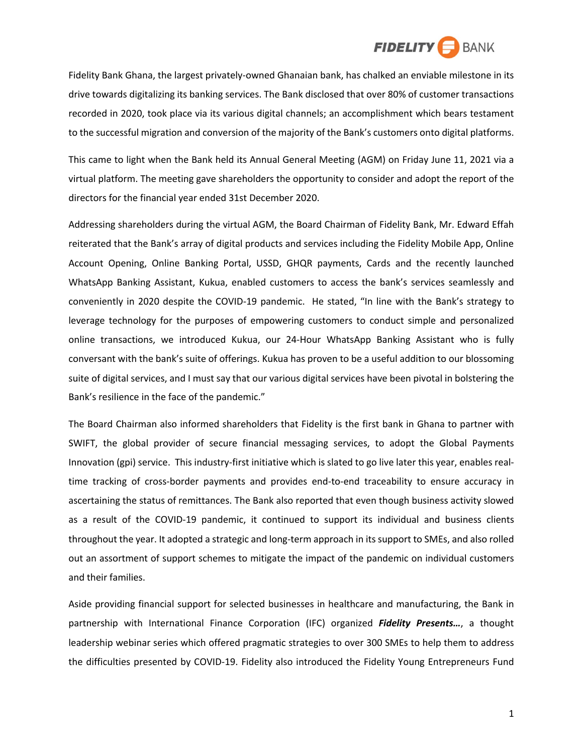Fidelity Bank Ghana, the largest privately-owned Ghanaian bank, has chalked an enviable milestone in its drive towards digitalizing its banking services. The Bank disclosed that over 80% of customer transactions recorded in 2020, took place via its various digital channels; an accomplishment which bears testament to the successful migration and conversion of the majority of the Bank's customers onto digital platforms.

This came to light when the Bank held its Annual General Meeting (AGM) on Friday June 11, 2021 via a virtual platform. The meeting gave shareholders the opportunity to consider and adopt the report of the directors for the financial year ended 31st December 2020.

Addressing shareholders during the virtual AGM, the Board Chairman of Fidelity Bank, Mr. Edward Effah reiterated that the Bank's array of digital products and services including the Fidelity Mobile App, Online Account Opening, Online Banking Portal, USSD, GHQR payments, Cards and the recently launched WhatsApp Banking Assistant, Kukua, enabled customers to access the bank's services seamlessly and conveniently in 2020 despite the COVID-19 pandemic. He stated, "In line with the Bank's strategy to leverage technology for the purposes of empowering customers to conduct simple and personalized online transactions, we introduced Kukua, our 24-Hour WhatsApp Banking Assistant who is fully conversant with the bank's suite of offerings. Kukua has proven to be a useful addition to our blossoming suite of digital services, and I must say that our various digital services have been pivotal in bolstering the Bank's resilience in the face of the pandemic."

The Board Chairman also informed shareholders that Fidelity is the first bank in Ghana to partner with SWIFT, the global provider of secure financial messaging services, to adopt the Global Payments Innovation (gpi) service. This industry-first initiative which is slated to go live later this year, enables real-time tracking of cross-border payments and provides end-to-end traceability to ensure accuracy in ascertaining the status of remittances. The Bank also reported that even though business activity slowed as a result of the COVID-19 pandemic, it continued to support its individual and business clients throughout the year. It adopted a strategic and long-term approach in its support to SMEs, and also rolled out an assortment of support schemes to mitigate the impact of the pandemic on individual customers and their families.

Aside providing financial support for selected businesses in healthcare and manufacturing, the Bank in partnership with International Finance Corporation (IFC) organized ***Fidelity Presents…***, a thought leadership webinar series which offered pragmatic strategies to over 300 SMEs to help them to address the difficulties presented by COVID-19. Fidelity also introduced the Fidelity Young Entrepreneurs Fund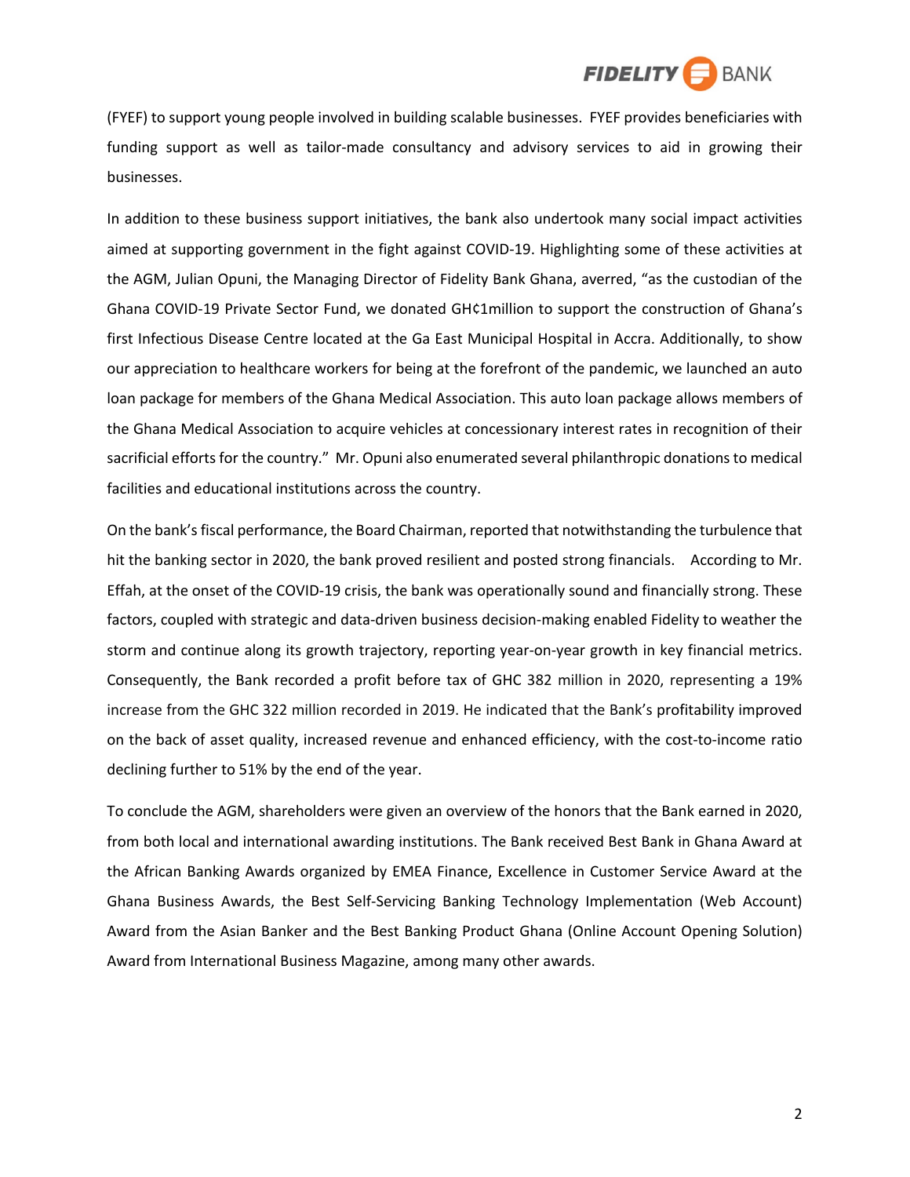(FYEF) to support young people involved in building scalable businesses. FYEF provides beneficiaries with funding support as well as tailor-made consultancy and advisory services to aid in growing their businesses.

In addition to these business support initiatives, the bank also undertook many social impact activities aimed at supporting government in the fight against COVID-19. Highlighting some of these activities at the AGM, Julian Opuni, the Managing Director of Fidelity Bank Ghana, averred, "as the custodian of the Ghana COVID-19 Private Sector Fund, we donated GH¢1million to support the construction of Ghana's first Infectious Disease Centre located at the Ga East Municipal Hospital in Accra. Additionally, to show our appreciation to healthcare workers for being at the forefront of the pandemic, we launched an auto loan package for members of the Ghana Medical Association. This auto loan package allows members of the Ghana Medical Association to acquire vehicles at concessionary interest rates in recognition of their sacrificial efforts for the country." Mr. Opuni also enumerated several philanthropic donations to medical facilities and educational institutions across the country.

On the bank's fiscal performance, the Board Chairman, reported that notwithstanding the turbulence that hit the banking sector in 2020, the bank proved resilient and posted strong financials. According to Mr. Effah, at the onset of the COVID-19 crisis, the bank was operationally sound and financially strong. These factors, coupled with strategic and data-driven business decision-making enabled Fidelity to weather the storm and continue along its growth trajectory, reporting year-on-year growth in key financial metrics. Consequently, the Bank recorded a profit before tax of GHC 382 million in 2020, representing a 19% increase from the GHC 322 million recorded in 2019. He indicated that the Bank's profitability improved on the back of asset quality, increased revenue and enhanced efficiency, with the cost-to-income ratio declining further to 51% by the end of the year.

To conclude the AGM, shareholders were given an overview of the honors that the Bank earned in 2020, from both local and international awarding institutions. The Bank received Best Bank in Ghana Award at the African Banking Awards organized by EMEA Finance, Excellence in Customer Service Award at the Ghana Business Awards, the Best Self-Servicing Banking Technology Implementation (Web Account) Award from the Asian Banker and the Best Banking Product Ghana (Online Account Opening Solution) Award from International Business Magazine, among many other awards.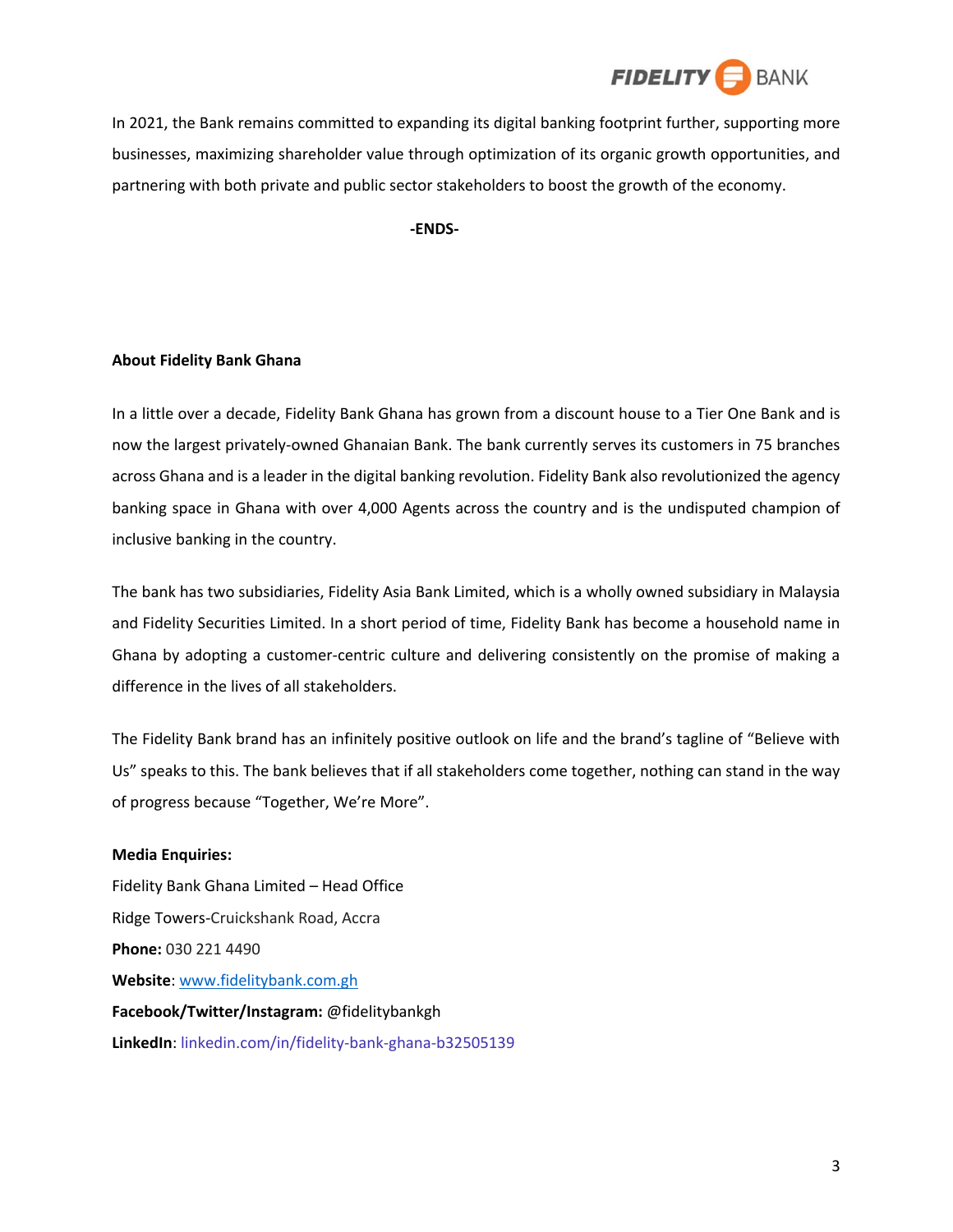In 2021, the Bank remains committed to expanding its digital banking footprint further, supporting more businesses, maximizing shareholder value through optimization of its organic growth opportunities, and partnering with both private and public sector stakeholders to boost the growth of the economy.

**-ENDS-**

**About Fidelity Bank Ghana**

In a little over a decade, Fidelity Bank Ghana has grown from a discount house to a Tier One Bank and is now the largest privately-owned Ghanaian Bank. The bank currently serves its customers in 75 branches across Ghana and is a leader in the digital banking revolution. Fidelity Bank also revolutionized the agency banking space in Ghana with over 4,000 Agents across the country and is the undisputed champion of inclusive banking in the country.

The bank has two subsidiaries, Fidelity Asia Bank Limited, which is a wholly owned subsidiary in Malaysia and Fidelity Securities Limited. In a short period of time, Fidelity Bank has become a household name in Ghana by adopting a customer-centric culture and delivering consistently on the promise of making a difference in the lives of all stakeholders.

The Fidelity Bank brand has an infinitely positive outlook on life and the brand's tagline of "Believe with Us" speaks to this. The bank believes that if all stakeholders come together, nothing can stand in the way of progress because "Together, We're More".

**Media Enquiries:**
Fidelity Bank Ghana Limited – Head Office
Ridge Towers-Cruickshank Road, Accra
**Phone:** 030 221 4490
**Website**: www.fidelitybank.com.gh
**Facebook/Twitter/Instagram:** @fidelitybankgh
**LinkedIn**: linkedin.com/in/fidelity-bank-ghana-b32505139